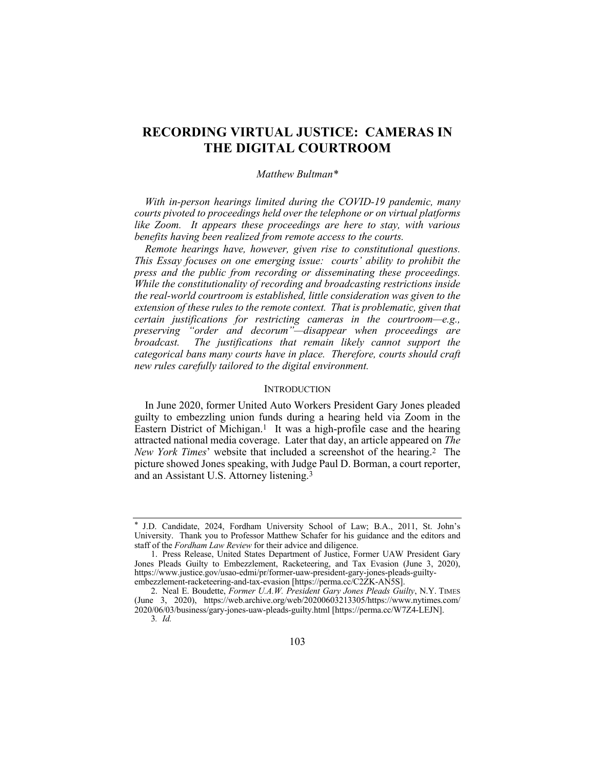# RECORDING VIRTUAL JUSTICE: CAMERAS IN THE DIGITAL COURTROOM

*Matthew Bultman\**

*With in-person hearings limited during the COVID-19 pandemic, many courts pivoted to proceedings held over the telephone or on virtual platforms like Zoom. It appears these proceedings are here to stay, with various benefits having been realized from remote access to the courts.*

*Remote hearings have, however, given rise to constitutional questions. This Essay focuses on one emerging issue: courts' ability to prohibit the press and the public from recording or disseminating these proceedings. While the constitutionality of recording and broadcasting restrictions inside the real-world courtroom is established, little consideration was given to the extension of these rules to the remote context. That is problematic, given that certain justifications for restricting cameras in the courtroom—e.g., preserving "order and decorum"—disappear when proceedings are broadcast. The justifications that remain likely cannot support the categorical bans many courts have in place. Therefore, courts should craft new rules carefully tailored to the digital environment.*

## INTRODUCTION

In June 2020, former United Auto Workers President Gary Jones pleaded guilty to embezzling union funds during a hearing held via Zoom in the Eastern District of Michigan.[1] It was a high-profile case and the hearing attracted national media coverage. Later that day, an article appeared on *The New York Times*' website that included a screenshot of the hearing.[2] The picture showed Jones speaking, with Judge Paul D. Borman, a court reporter, and an Assistant U.S. Attorney listening.[3]

---

\* J.D. Candidate, 2024, Fordham University School of Law; B.A., 2011, St. John's University. Thank you to Professor Matthew Schafer for his guidance and the editors and staff of the *Fordham Law Review* for their advice and diligence.

1. Press Release, United States Department of Justice, Former UAW President Gary Jones Pleads Guilty to Embezzlement, Racketeering, and Tax Evasion (June 3, 2020), https://www.justice.gov/usao-edmi/pr/former-uaw-president-gary-jones-pleads-guilty-embezzlement-racketeering-and-tax-evasion [https://perma.cc/C2ZK-AN5S].

2. Neal E. Boudette, *Former U.A.W. President Gary Jones Pleads Guilty*, N.Y. TIMES (June 3, 2020), https://web.archive.org/web/20200603213305/https://www.nytimes.com/2020/06/03/business/gary-jones-uaw-pleads-guilty.html [https://perma.cc/W7Z4-LEJN].

3. *Id.*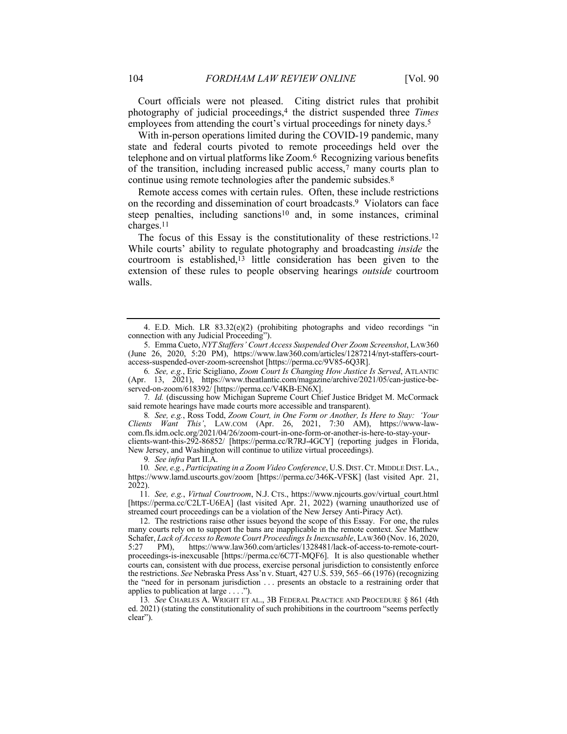Court officials were not pleased. Citing district rules that prohibit photography of judicial proceedings,[4] the district suspended three *Times* employees from attending the court's virtual proceedings for ninety days.[5]

With in-person operations limited during the COVID-19 pandemic, many state and federal courts pivoted to remote proceedings held over the telephone and on virtual platforms like Zoom.[6] Recognizing various benefits of the transition, including increased public access,[7] many courts plan to continue using remote technologies after the pandemic subsides.[8]

Remote access comes with certain rules. Often, these include restrictions on the recording and dissemination of court broadcasts.[9] Violators can face steep penalties, including sanctions[10] and, in some instances, criminal charges.[11]

The focus of this Essay is the constitutionality of these restrictions.[12] While courts' ability to regulate photography and broadcasting *inside* the courtroom is established,[13] little consideration has been given to the extension of these rules to people observing hearings *outside* courtroom walls.

---

4. E.D. Mich. LR 83.32(e)(2) (prohibiting photographs and video recordings "in connection with any Judicial Proceeding").

5. Emma Cueto, *NYT Staffers' Court Access Suspended Over Zoom Screenshot*, LAW360 (June 26, 2020, 5:20 PM), https://www.law360.com/articles/1287214/nyt-staffers-court-access-suspended-over-zoom-screenshot [https://perma.cc/9V85-6Q3R].

6. *See, e.g.*, Eric Scigliano, *Zoom Court Is Changing How Justice Is Served*, ATLANTIC (Apr. 13, 2021), https://www.theatlantic.com/magazine/archive/2021/05/can-justice-be-served-on-zoom/618392/ [https://perma.cc/V4KB-EN6X].

7. *Id.* (discussing how Michigan Supreme Court Chief Justice Bridget M. McCormack said remote hearings have made courts more accessible and transparent).

8. *See, e.g.*, Ross Todd, *Zoom Court, in One Form or Another, Is Here to Stay: 'Your Clients Want This'*, LAW.COM (Apr. 26, 2021, 7:30 AM), https://www-law-com.fls.idm.oclc.org/2021/04/26/zoom-court-in-one-form-or-another-is-here-to-stay-your-clients-want-this-292-86852/ [https://perma.cc/R7RJ-4GCY] (reporting judges in Florida, New Jersey, and Washington will continue to utilize virtual proceedings).

9. *See infra* Part II.A.

10. *See, e.g.*, *Participating in a Zoom Video Conference*, U.S. DIST. CT. MIDDLE DIST. LA., https://www.lamd.uscourts.gov/zoom [https://perma.cc/346K-VFSK] (last visited Apr. 21, 2022).

11. *See, e.g.*, *Virtual Courtroom*, N.J. CTS., https://www.njcourts.gov/virtual_court.html [https://perma.cc/C2LT-U6EA] (last visited Apr. 21, 2022) (warning unauthorized use of streamed court proceedings can be a violation of the New Jersey Anti-Piracy Act).

12. The restrictions raise other issues beyond the scope of this Essay. For one, the rules many courts rely on to support the bans are inapplicable in the remote context. *See* Matthew Schafer, *Lack of Access to Remote Court Proceedings Is Inexcusable*, LAW360 (Nov. 16, 2020, 5:27 PM), https://www.law360.com/articles/1328481/lack-of-access-to-remote-court-proceedings-is-inexcusable [https://perma.cc/6C7T-MQF6]. It is also questionable whether courts can, consistent with due process, exercise personal jurisdiction to consistently enforce the restrictions. *See* Nebraska Press Ass'n v. Stuart, 427 U.S. 539, 565–66 (1976) (recognizing the "need for in personam jurisdiction . . . presents an obstacle to a restraining order that applies to publication at large . . . .").

13. *See* CHARLES A. WRIGHT ET AL., 3B FEDERAL PRACTICE AND PROCEDURE § 861 (4th ed. 2021) (stating the constitutionality of such prohibitions in the courtroom "seems perfectly clear").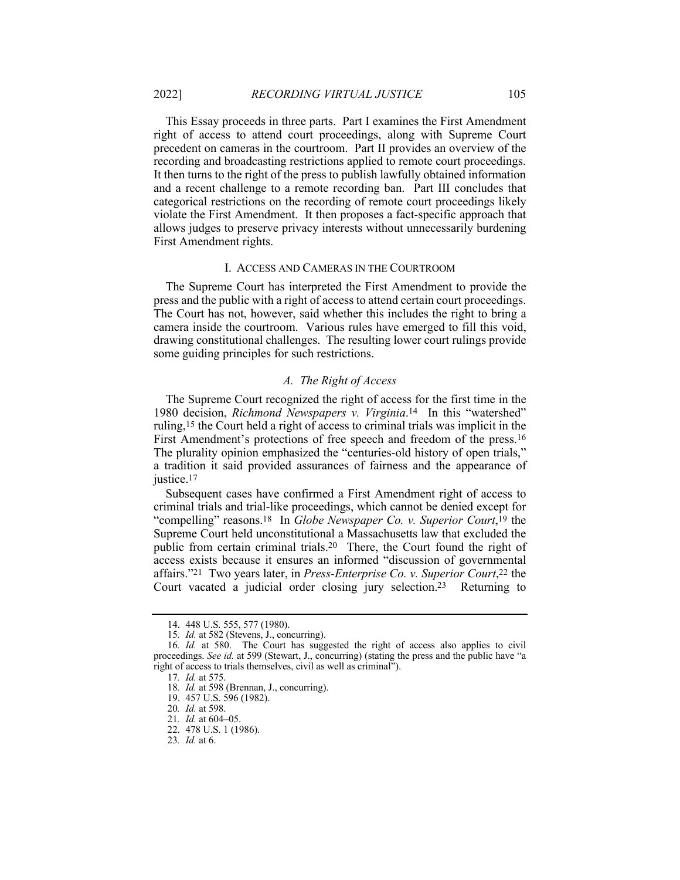This Essay proceeds in three parts. Part I examines the First Amendment right of access to attend court proceedings, along with Supreme Court precedent on cameras in the courtroom. Part II provides an overview of the recording and broadcasting restrictions applied to remote court proceedings. It then turns to the right of the press to publish lawfully obtained information and a recent challenge to a remote recording ban. Part III concludes that categorical restrictions on the recording of remote court proceedings likely violate the First Amendment. It then proposes a fact-specific approach that allows judges to preserve privacy interests without unnecessarily burdening First Amendment rights.

## I. ACCESS AND CAMERAS IN THE COURTROOM

The Supreme Court has interpreted the First Amendment to provide the press and the public with a right of access to attend certain court proceedings. The Court has not, however, said whether this includes the right to bring a camera inside the courtroom. Various rules have emerged to fill this void, drawing constitutional challenges. The resulting lower court rulings provide some guiding principles for such restrictions.

### *A. The Right of Access*

The Supreme Court recognized the right of access for the first time in the 1980 decision, *Richmond Newspapers v. Virginia*.[14] In this "watershed" ruling,[15] the Court held a right of access to criminal trials was implicit in the First Amendment's protections of free speech and freedom of the press.[16] The plurality opinion emphasized the "centuries-old history of open trials," a tradition it said provided assurances of fairness and the appearance of justice.[17]

Subsequent cases have confirmed a First Amendment right of access to criminal trials and trial-like proceedings, which cannot be denied except for "compelling" reasons.[18] In *Globe Newspaper Co. v. Superior Court*,[19] the Supreme Court held unconstitutional a Massachusetts law that excluded the public from certain criminal trials.[20] There, the Court found the right of access exists because it ensures an informed "discussion of governmental affairs."[21] Two years later, in *Press-Enterprise Co. v. Superior Court*,[22] the Court vacated a judicial order closing jury selection.[23] Returning to

---

14. 448 U.S. 555, 577 (1980).

15. *Id.* at 582 (Stevens, J., concurring).

16. *Id.* at 580. The Court has suggested the right of access also applies to civil proceedings. *See id.* at 599 (Stewart, J., concurring) (stating the press and the public have "a right of access to trials themselves, civil as well as criminal").

17. *Id.* at 575.

18. *Id.* at 598 (Brennan, J., concurring).

19. 457 U.S. 596 (1982).

20. *Id.* at 598.

21. *Id.* at 604–05.

22. 478 U.S. 1 (1986).

23. *Id.* at 6.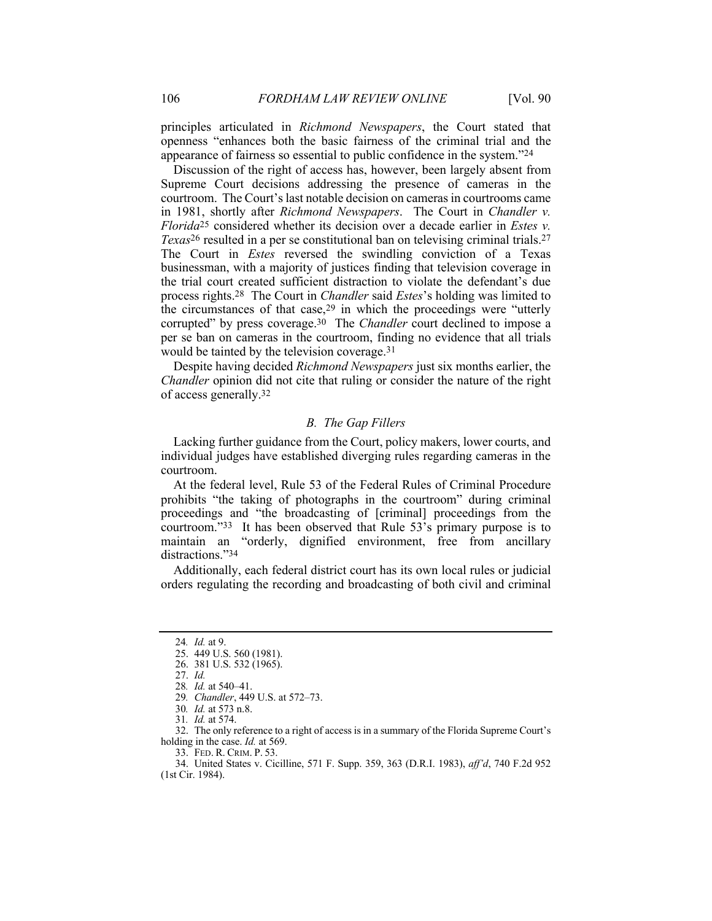principles articulated in *Richmond Newspapers*, the Court stated that openness "enhances both the basic fairness of the criminal trial and the appearance of fairness so essential to public confidence in the system."[24]

Discussion of the right of access has, however, been largely absent from Supreme Court decisions addressing the presence of cameras in the courtroom. The Court's last notable decision on cameras in courtrooms came in 1981, shortly after *Richmond Newspapers*. The Court in *Chandler v. Florida*[25] considered whether its decision over a decade earlier in *Estes v. Texas*[26] resulted in a per se constitutional ban on televising criminal trials.[27] The Court in *Estes* reversed the swindling conviction of a Texas businessman, with a majority of justices finding that television coverage in the trial court created sufficient distraction to violate the defendant's due process rights.[28] The Court in *Chandler* said *Estes*'s holding was limited to the circumstances of that case,[29] in which the proceedings were "utterly corrupted" by press coverage.[30] The *Chandler* court declined to impose a per se ban on cameras in the courtroom, finding no evidence that all trials would be tainted by the television coverage.[31]

Despite having decided *Richmond Newspapers* just six months earlier, the *Chandler* opinion did not cite that ruling or consider the nature of the right of access generally.[32]

### *B. The Gap Fillers*

Lacking further guidance from the Court, policy makers, lower courts, and individual judges have established diverging rules regarding cameras in the courtroom.

At the federal level, Rule 53 of the Federal Rules of Criminal Procedure prohibits "the taking of photographs in the courtroom" during criminal proceedings and "the broadcasting of [criminal] proceedings from the courtroom."[33] It has been observed that Rule 53's primary purpose is to maintain an "orderly, dignified environment, free from ancillary distractions."[34]

Additionally, each federal district court has its own local rules or judicial orders regulating the recording and broadcasting of both civil and criminal

---

24. *Id.* at 9.
25. 449 U.S. 560 (1981).
26. 381 U.S. 532 (1965).
27. *Id.*
28. *Id.* at 540–41.
29. *Chandler*, 449 U.S. at 572–73.
30. *Id.* at 573 n.8.
31. *Id.* at 574.
32. The only reference to a right of access is in a summary of the Florida Supreme Court's holding in the case. *Id.* at 569.
33. FED. R. CRIM. P. 53.
34. United States v. Cicilline, 571 F. Supp. 359, 363 (D.R.I. 1983), *aff'd*, 740 F.2d 952 (1st Cir. 1984).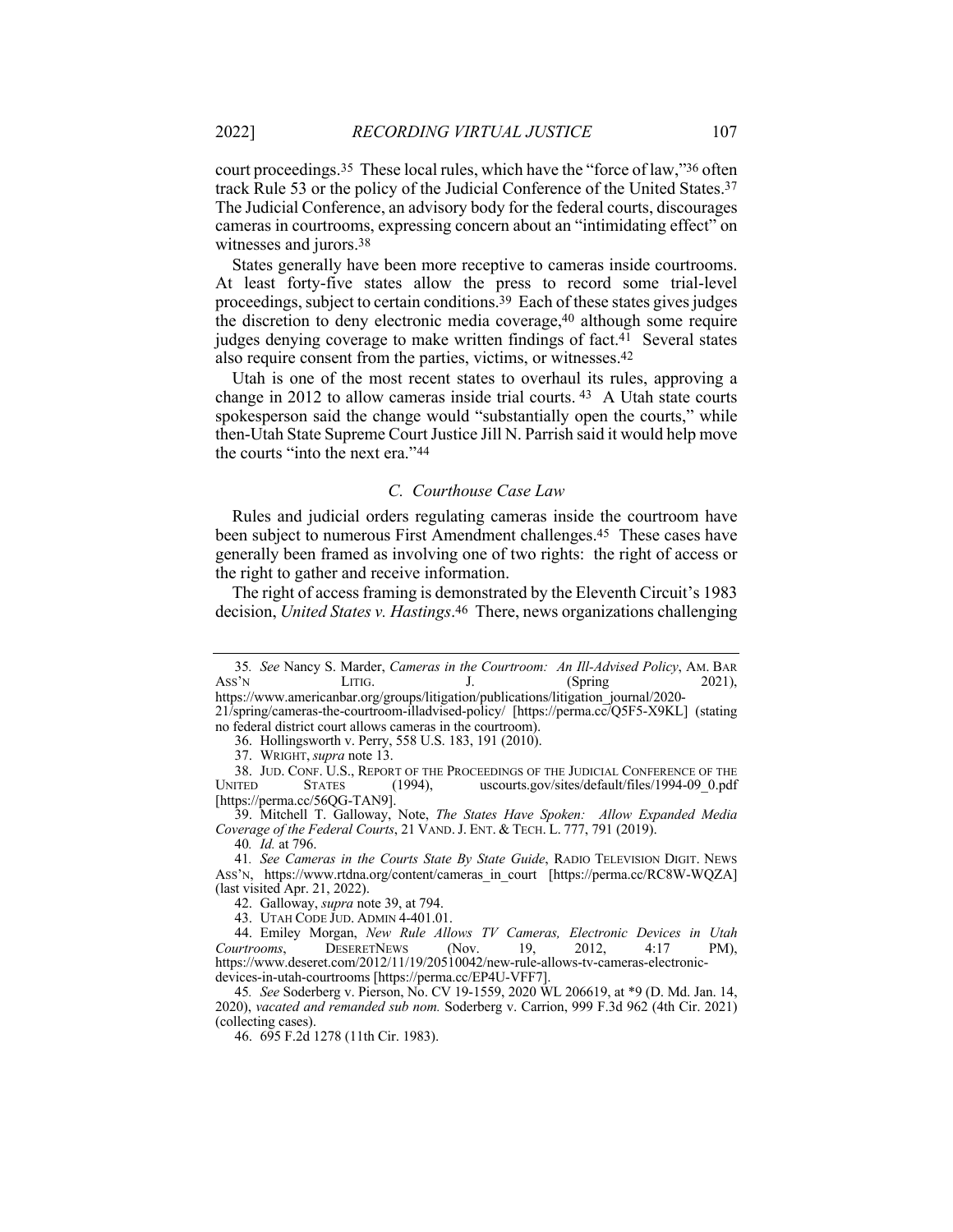court proceedings.[35] These local rules, which have the "force of law,"[36] often track Rule 53 or the policy of the Judicial Conference of the United States.[37] The Judicial Conference, an advisory body for the federal courts, discourages cameras in courtrooms, expressing concern about an "intimidating effect" on witnesses and jurors.[38]

States generally have been more receptive to cameras inside courtrooms. At least forty-five states allow the press to record some trial-level proceedings, subject to certain conditions.[39] Each of these states gives judges the discretion to deny electronic media coverage,[40] although some require judges denying coverage to make written findings of fact.[41] Several states also require consent from the parties, victims, or witnesses.[42]

Utah is one of the most recent states to overhaul its rules, approving a change in 2012 to allow cameras inside trial courts.[43] A Utah state courts spokesperson said the change would "substantially open the courts," while then-Utah State Supreme Court Justice Jill N. Parrish said it would help move the courts "into the next era."[44]

### *C. Courthouse Case Law*

Rules and judicial orders regulating cameras inside the courtroom have been subject to numerous First Amendment challenges.[45] These cases have generally been framed as involving one of two rights: the right of access or the right to gather and receive information.

The right of access framing is demonstrated by the Eleventh Circuit's 1983 decision, *United States v. Hastings*.[46] There, news organizations challenging

---

35. *See* Nancy S. Marder, *Cameras in the Courtroom: An Ill-Advised Policy*, AM. BAR ASS'N LITIG. J. (Spring 2021), https://www.americanbar.org/groups/litigation/publications/litigation_journal/2020-21/spring/cameras-the-courtroom-illadvised-policy/ [https://perma.cc/Q5F5-X9KL] (stating no federal district court allows cameras in the courtroom).

36. Hollingsworth v. Perry, 558 U.S. 183, 191 (2010).

37. WRIGHT, *supra* note 13.

38. JUD. CONF. U.S., REPORT OF THE PROCEEDINGS OF THE JUDICIAL CONFERENCE OF THE UNITED STATES (1994), uscourts.gov/sites/default/files/1994-09_0.pdf [https://perma.cc/56QG-TAN9].

39. Mitchell T. Galloway, Note, *The States Have Spoken: Allow Expanded Media Coverage of the Federal Courts*, 21 VAND. J. ENT. & TECH. L. 777, 791 (2019).

40. *Id.* at 796.

41. *See Cameras in the Courts State By State Guide*, RADIO TELEVISION DIGIT. NEWS ASS'N, https://www.rtdna.org/content/cameras_in_court [https://perma.cc/RC8W-WQZA] (last visited Apr. 21, 2022).

42. Galloway, *supra* note 39, at 794.

43. UTAH CODE JUD. ADMIN 4-401.01.

44. Emiley Morgan, *New Rule Allows TV Cameras, Electronic Devices in Utah Courtrooms*, DESERETNEWS (Nov. 19, 2012, 4:17 PM), https://www.deseret.com/2012/11/19/20510042/new-rule-allows-tv-cameras-electronic-devices-in-utah-courtrooms [https://perma.cc/EP4U-VFF7].

45. *See* Soderberg v. Pierson, No. CV 19-1559, 2020 WL 206619, at *9 (D. Md. Jan. 14, 2020), *vacated and remanded sub nom.* Soderberg v. Carrion, 999 F.3d 962 (4th Cir. 2021) (collecting cases).

46. 695 F.2d 1278 (11th Cir. 1983).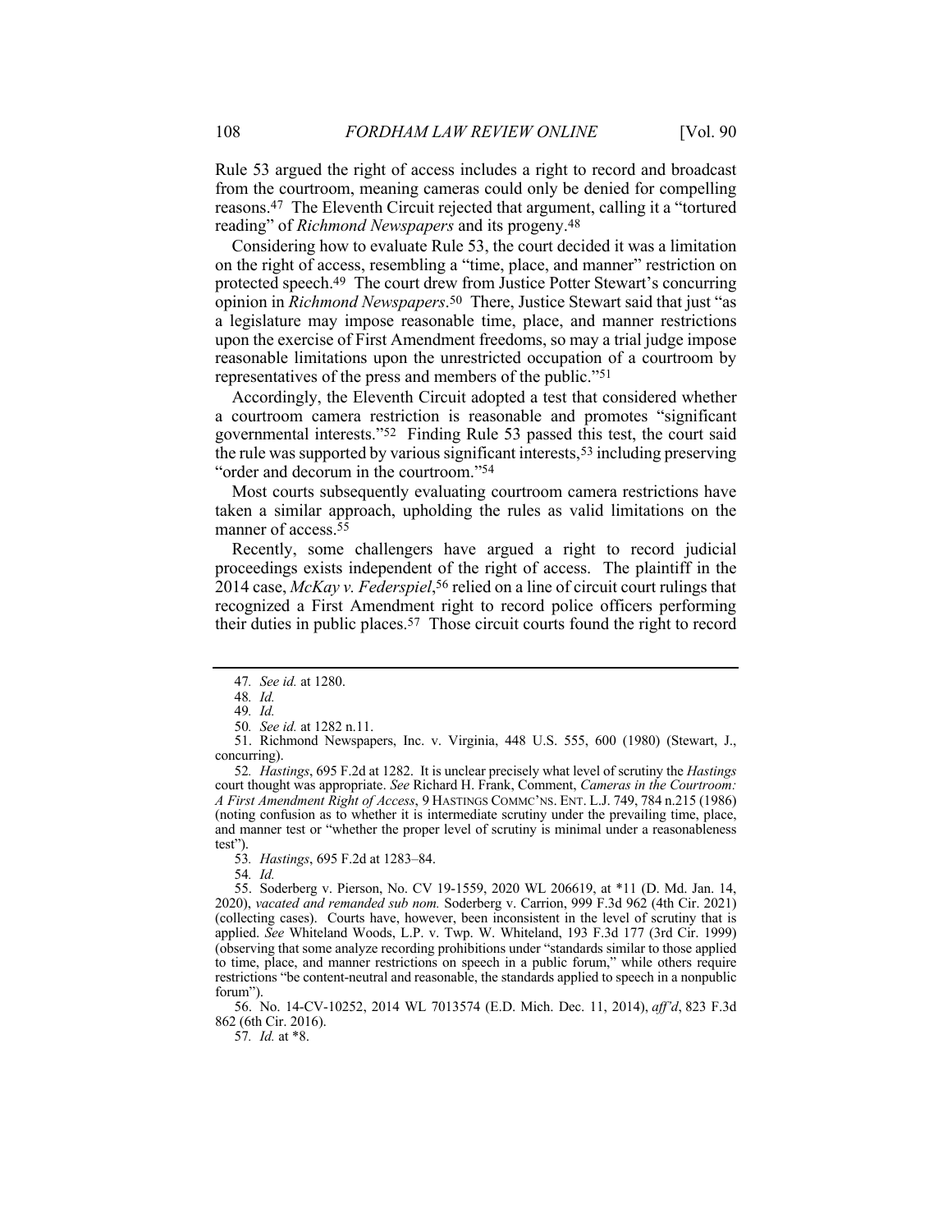Rule 53 argued the right of access includes a right to record and broadcast from the courtroom, meaning cameras could only be denied for compelling reasons.[47] The Eleventh Circuit rejected that argument, calling it a "tortured reading" of *Richmond Newspapers* and its progeny.[48]

Considering how to evaluate Rule 53, the court decided it was a limitation on the right of access, resembling a "time, place, and manner" restriction on protected speech.[49] The court drew from Justice Potter Stewart's concurring opinion in *Richmond Newspapers*.[50] There, Justice Stewart said that just "as a legislature may impose reasonable time, place, and manner restrictions upon the exercise of First Amendment freedoms, so may a trial judge impose reasonable limitations upon the unrestricted occupation of a courtroom by representatives of the press and members of the public."[51]

Accordingly, the Eleventh Circuit adopted a test that considered whether a courtroom camera restriction is reasonable and promotes "significant governmental interests."[52] Finding Rule 53 passed this test, the court said the rule was supported by various significant interests,[53] including preserving "order and decorum in the courtroom."[54]

Most courts subsequently evaluating courtroom camera restrictions have taken a similar approach, upholding the rules as valid limitations on the manner of access.[55]

Recently, some challengers have argued a right to record judicial proceedings exists independent of the right of access. The plaintiff in the 2014 case, *McKay v. Federspiel*,[56] relied on a line of circuit court rulings that recognized a First Amendment right to record police officers performing their duties in public places.[57] Those circuit courts found the right to record

---

47. *See id.* at 1280.

48. *Id.*

49. *Id.*

50. *See id.* at 1282 n.11.

51. Richmond Newspapers, Inc. v. Virginia, 448 U.S. 555, 600 (1980) (Stewart, J., concurring).

52. *Hastings*, 695 F.2d at 1282. It is unclear precisely what level of scrutiny the *Hastings* court thought was appropriate. *See* Richard H. Frank, Comment, *Cameras in the Courtroom: A First Amendment Right of Access*, 9 HASTINGS COMMC'NS. ENT. L.J. 749, 784 n.215 (1986) (noting confusion as to whether it is intermediate scrutiny under the prevailing time, place, and manner test or "whether the proper level of scrutiny is minimal under a reasonableness test").

53. *Hastings*, 695 F.2d at 1283–84.

54. *Id.*

55. Soderberg v. Pierson, No. CV 19-1559, 2020 WL 206619, at *11 (D. Md. Jan. 14, 2020), *vacated and remanded sub nom.* Soderberg v. Carrion, 999 F.3d 962 (4th Cir. 2021) (collecting cases). Courts have, however, been inconsistent in the level of scrutiny that is applied. *See* Whiteland Woods, L.P. v. Twp. W. Whiteland, 193 F.3d 177 (3rd Cir. 1999) (observing that some analyze recording prohibitions under "standards similar to those applied to time, place, and manner restrictions on speech in a public forum," while others require restrictions "be content-neutral and reasonable, the standards applied to speech in a nonpublic forum").

56. No. 14-CV-10252, 2014 WL 7013574 (E.D. Mich. Dec. 11, 2014), *aff'd*, 823 F.3d 862 (6th Cir. 2016).

57. *Id.* at *8.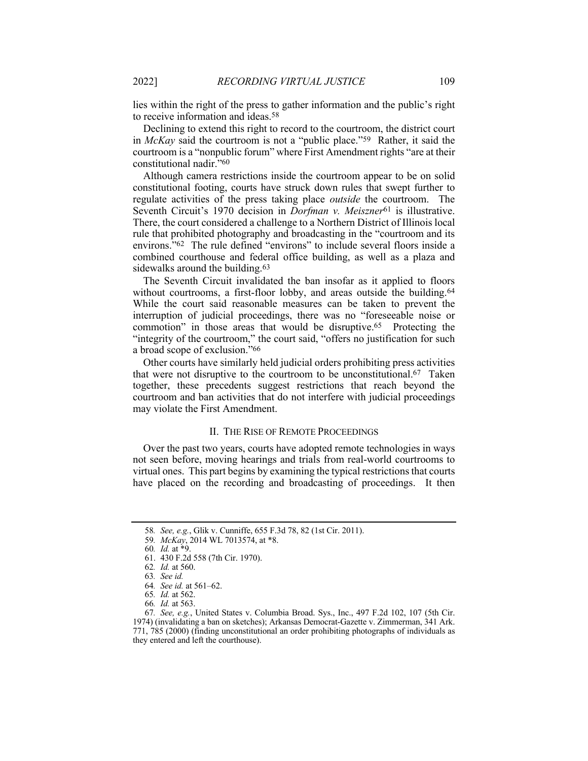lies within the right of the press to gather information and the public's right to receive information and ideas.[58]

Declining to extend this right to record to the courtroom, the district court in *McKay* said the courtroom is not a "public place."[59] Rather, it said the courtroom is a "nonpublic forum" where First Amendment rights "are at their constitutional nadir."[60]

Although camera restrictions inside the courtroom appear to be on solid constitutional footing, courts have struck down rules that swept further to regulate activities of the press taking place *outside* the courtroom. The Seventh Circuit's 1970 decision in *Dorfman v. Meiszner*[61] is illustrative. There, the court considered a challenge to a Northern District of Illinois local rule that prohibited photography and broadcasting in the "courtroom and its environs."[62] The rule defined "environs" to include several floors inside a combined courthouse and federal office building, as well as a plaza and sidewalks around the building.[63]

The Seventh Circuit invalidated the ban insofar as it applied to floors without courtrooms, a first-floor lobby, and areas outside the building.[64] While the court said reasonable measures can be taken to prevent the interruption of judicial proceedings, there was no "foreseeable noise or commotion" in those areas that would be disruptive.[65] Protecting the "integrity of the courtroom," the court said, "offers no justification for such a broad scope of exclusion."[66]

Other courts have similarly held judicial orders prohibiting press activities that were not disruptive to the courtroom to be unconstitutional.[67] Taken together, these precedents suggest restrictions that reach beyond the courtroom and ban activities that do not interfere with judicial proceedings may violate the First Amendment.

## II. The Rise of Remote Proceedings

Over the past two years, courts have adopted remote technologies in ways not seen before, moving hearings and trials from real-world courtrooms to virtual ones. This part begins by examining the typical restrictions that courts have placed on the recording and broadcasting of proceedings. It then

---

58. *See, e.g.*, Glik v. Cunniffe, 655 F.3d 78, 82 (1st Cir. 2011).

59. *McKay*, 2014 WL 7013574, at *8.

60. *Id.* at *9.

61. 430 F.2d 558 (7th Cir. 1970).

62. *Id.* at 560.

63. *See id.*

64. *See id.* at 561–62.

65. *Id.* at 562.

66. *Id.* at 563.

67. *See, e.g.*, United States v. Columbia Broad. Sys., Inc., 497 F.2d 102, 107 (5th Cir. 1974) (invalidating a ban on sketches); Arkansas Democrat-Gazette v. Zimmerman, 341 Ark. 771, 785 (2000) (finding unconstitutional an order prohibiting photographs of individuals as they entered and left the courthouse).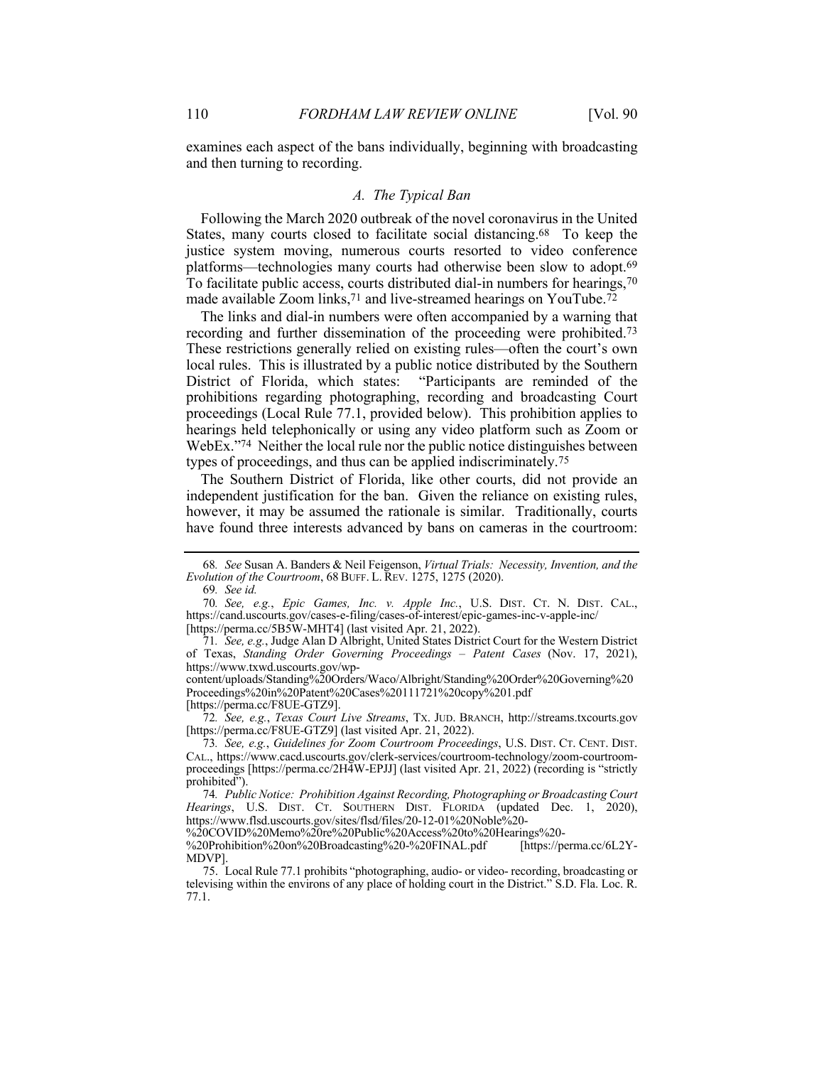examines each aspect of the bans individually, beginning with broadcasting and then turning to recording.

### *A. The Typical Ban*

Following the March 2020 outbreak of the novel coronavirus in the United States, many courts closed to facilitate social distancing.[68] To keep the justice system moving, numerous courts resorted to video conference platforms—technologies many courts had otherwise been slow to adopt.[69] To facilitate public access, courts distributed dial-in numbers for hearings,[70] made available Zoom links,[71] and live-streamed hearings on YouTube.[72]

The links and dial-in numbers were often accompanied by a warning that recording and further dissemination of the proceeding were prohibited.[73] These restrictions generally relied on existing rules—often the court's own local rules. This is illustrated by a public notice distributed by the Southern District of Florida, which states: "Participants are reminded of the prohibitions regarding photographing, recording and broadcasting Court proceedings (Local Rule 77.1, provided below). This prohibition applies to hearings held telephonically or using any video platform such as Zoom or WebEx."[74] Neither the local rule nor the public notice distinguishes between types of proceedings, and thus can be applied indiscriminately.[75]

The Southern District of Florida, like other courts, did not provide an independent justification for the ban. Given the reliance on existing rules, however, it may be assumed the rationale is similar. Traditionally, courts have found three interests advanced by bans on cameras in the courtroom:

---

68. *See* Susan A. Banders & Neil Feigenson, *Virtual Trials: Necessity, Invention, and the Evolution of the Courtroom*, 68 BUFF. L. REV. 1275, 1275 (2020).

69. *See id.*

70. *See, e.g.*, *Epic Games, Inc. v. Apple Inc.*, U.S. DIST. CT. N. DIST. CAL., https://cand.uscourts.gov/cases-e-filing/cases-of-interest/epic-games-inc-v-apple-inc/ [https://perma.cc/5B5W-MHT4] (last visited Apr. 21, 2022).

71. *See, e.g.*, Judge Alan D Albright, United States District Court for the Western District of Texas, *Standing Order Governing Proceedings – Patent Cases* (Nov. 17, 2021), https://www.txwd.uscourts.gov/wp-content/uploads/Standing%20Orders/Waco/Albright/Standing%20Order%20Governing%20Proceedings%20in%20Patent%20Cases%20111721%20copy%201.pdf [https://perma.cc/F8UE-GTZ9].

72. *See, e.g.*, *Texas Court Live Streams*, TX. JUD. BRANCH, http://streams.txcourts.gov [https://perma.cc/F8UE-GTZ9] (last visited Apr. 21, 2022).

73. *See, e.g.*, *Guidelines for Zoom Courtroom Proceedings*, U.S. DIST. CT. CENT. DIST. CAL., https://www.cacd.uscourts.gov/clerk-services/courtroom-technology/zoom-courtroom-proceedings [https://perma.cc/2H4W-EPJJ] (last visited Apr. 21, 2022) (recording is "strictly prohibited").

74. *Public Notice: Prohibition Against Recording, Photographing or Broadcasting Court Hearings*, U.S. DIST. CT. SOUTHERN DIST. FLORIDA (updated Dec. 1, 2020), https://www.flsd.uscourts.gov/sites/flsd/files/20-12-01%20Noble%20-%20COVID%20Memo%20re%20Public%20Access%20to%20Hearings%20-%20Prohibition%20on%20Broadcasting%20-%20FINAL.pdf [https://perma.cc/6L2Y-MDVP].

75. Local Rule 77.1 prohibits "photographing, audio- or video- recording, broadcasting or televising within the environs of any place of holding court in the District." S.D. Fla. Loc. R. 77.1.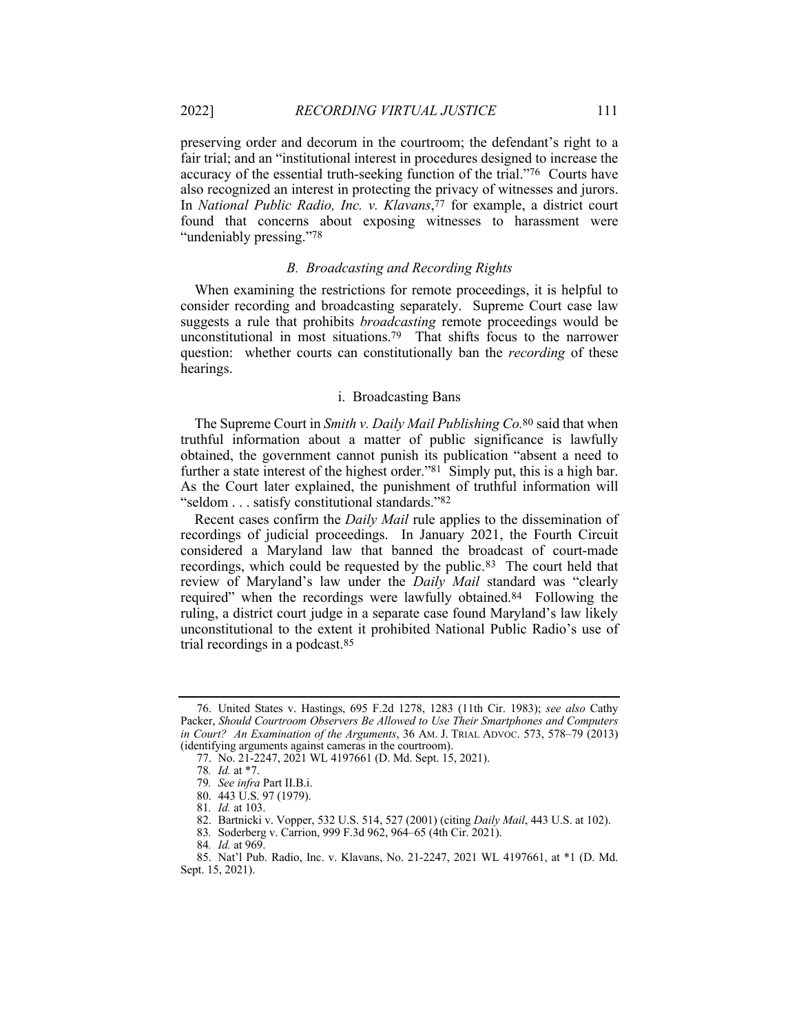preserving order and decorum in the courtroom; the defendant's right to a fair trial; and an "institutional interest in procedures designed to increase the accuracy of the essential truth-seeking function of the trial."[76] Courts have also recognized an interest in protecting the privacy of witnesses and jurors. In *National Public Radio, Inc. v. Klavans*,[77] for example, a district court found that concerns about exposing witnesses to harassment were "undeniably pressing."[78]

### *B. Broadcasting and Recording Rights*

When examining the restrictions for remote proceedings, it is helpful to consider recording and broadcasting separately. Supreme Court case law suggests a rule that prohibits *broadcasting* remote proceedings would be unconstitutional in most situations.[79] That shifts focus to the narrower question: whether courts can constitutionally ban the *recording* of these hearings.

#### i. Broadcasting Bans

The Supreme Court in *Smith v. Daily Mail Publishing Co.*[80] said that when truthful information about a matter of public significance is lawfully obtained, the government cannot punish its publication "absent a need to further a state interest of the highest order."[81] Simply put, this is a high bar. As the Court later explained, the punishment of truthful information will "seldom . . . satisfy constitutional standards."[82]

Recent cases confirm the *Daily Mail* rule applies to the dissemination of recordings of judicial proceedings. In January 2021, the Fourth Circuit considered a Maryland law that banned the broadcast of court-made recordings, which could be requested by the public.[83] The court held that review of Maryland's law under the *Daily Mail* standard was "clearly required" when the recordings were lawfully obtained.[84] Following the ruling, a district court judge in a separate case found Maryland's law likely unconstitutional to the extent it prohibited National Public Radio's use of trial recordings in a podcast.[85]

---

76. United States v. Hastings, 695 F.2d 1278, 1283 (11th Cir. 1983); *see also* Cathy Packer, *Should Courtroom Observers Be Allowed to Use Their Smartphones and Computers in Court? An Examination of the Arguments*, 36 AM. J. TRIAL ADVOC. 573, 578–79 (2013) (identifying arguments against cameras in the courtroom).

77. No. 21-2247, 2021 WL 4197661 (D. Md. Sept. 15, 2021).

78. *Id.* at *7.

79. *See infra* Part II.B.i.

80. 443 U.S. 97 (1979).

81. *Id.* at 103.

82. Bartnicki v. Vopper, 532 U.S. 514, 527 (2001) (citing *Daily Mail*, 443 U.S. at 102).

83. Soderberg v. Carrion, 999 F.3d 962, 964–65 (4th Cir. 2021).

84. *Id.* at 969.

85. Nat'l Pub. Radio, Inc. v. Klavans, No. 21-2247, 2021 WL 4197661, at *1 (D. Md. Sept. 15, 2021).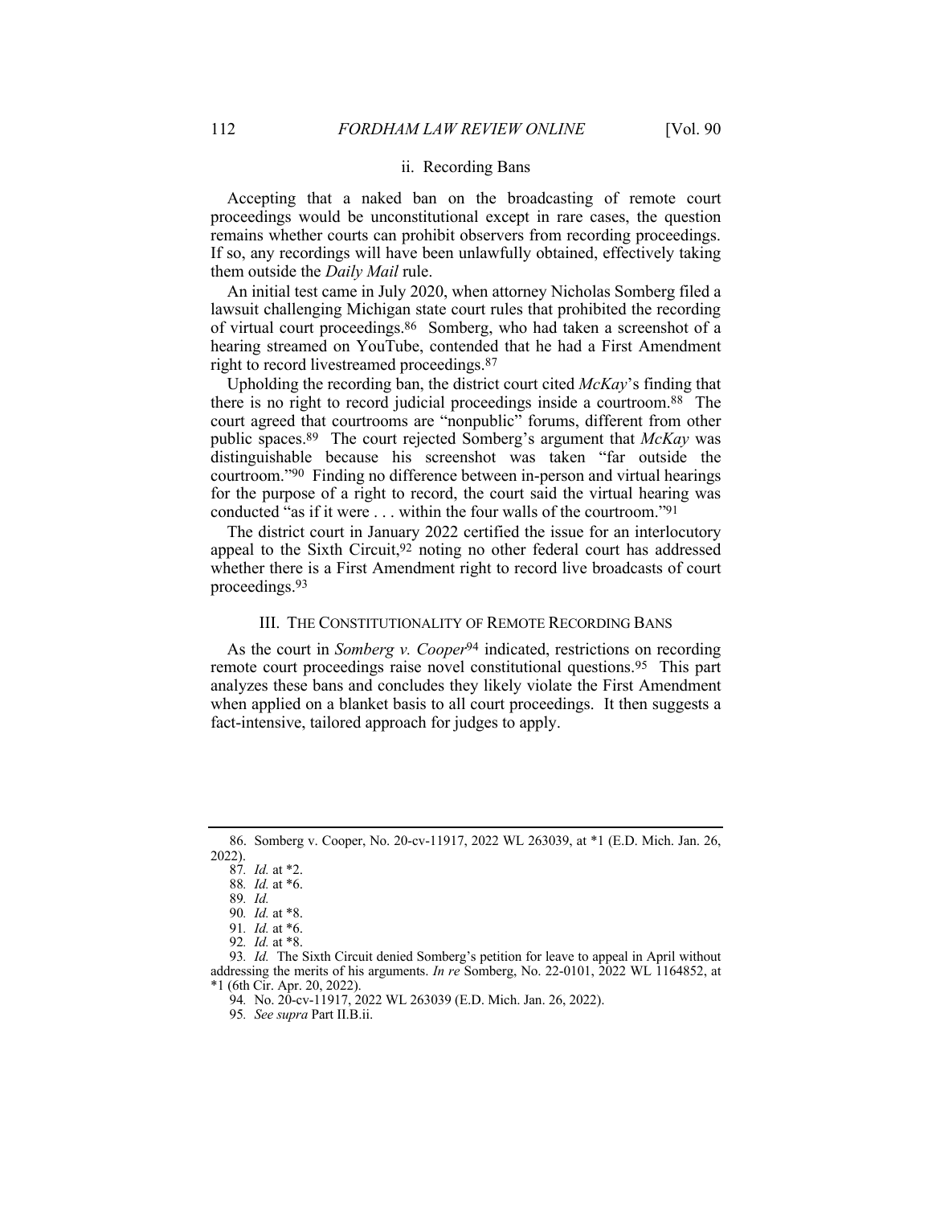#### ii. Recording Bans

Accepting that a naked ban on the broadcasting of remote court proceedings would be unconstitutional except in rare cases, the question remains whether courts can prohibit observers from recording proceedings. If so, any recordings will have been unlawfully obtained, effectively taking them outside the *Daily Mail* rule.

An initial test came in July 2020, when attorney Nicholas Somberg filed a lawsuit challenging Michigan state court rules that prohibited the recording of virtual court proceedings.[86] Somberg, who had taken a screenshot of a hearing streamed on YouTube, contended that he had a First Amendment right to record livestreamed proceedings.[87]

Upholding the recording ban, the district court cited *McKay*'s finding that there is no right to record judicial proceedings inside a courtroom.[88] The court agreed that courtrooms are "nonpublic" forums, different from other public spaces.[89] The court rejected Somberg's argument that *McKay* was distinguishable because his screenshot was taken "far outside the courtroom."[90] Finding no difference between in-person and virtual hearings for the purpose of a right to record, the court said the virtual hearing was conducted "as if it were . . . within the four walls of the courtroom."[91]

The district court in January 2022 certified the issue for an interlocutory appeal to the Sixth Circuit,[92] noting no other federal court has addressed whether there is a First Amendment right to record live broadcasts of court proceedings.[93]

## III. THE CONSTITUTIONALITY OF REMOTE RECORDING BANS

As the court in *Somberg v. Cooper*[94] indicated, restrictions on recording remote court proceedings raise novel constitutional questions.[95] This part analyzes these bans and concludes they likely violate the First Amendment when applied on a blanket basis to all court proceedings. It then suggests a fact-intensive, tailored approach for judges to apply.

---

86. Somberg v. Cooper, No. 20-cv-11917, 2022 WL 263039, at *1 (E.D. Mich. Jan. 26, 2022).

87. *Id.* at *2.

88. *Id.* at *6.

89. *Id.*

90. *Id.* at *8.

91. *Id.* at *6.

92. *Id.* at *8.

93. *Id.* The Sixth Circuit denied Somberg's petition for leave to appeal in April without addressing the merits of his arguments. *In re* Somberg, No. 22-0101, 2022 WL 1164852, at *1 (6th Cir. Apr. 20, 2022).

94. No. 20-cv-11917, 2022 WL 263039 (E.D. Mich. Jan. 26, 2022).

95. *See supra* Part II.B.ii.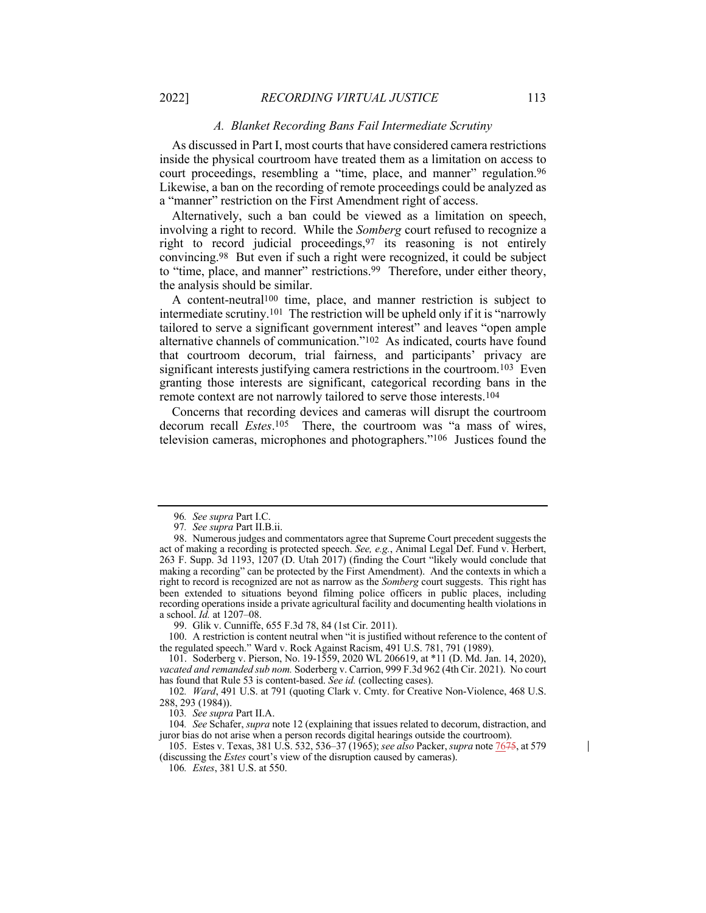### A. Blanket Recording Bans Fail Intermediate Scrutiny

As discussed in Part I, most courts that have considered camera restrictions inside the physical courtroom have treated them as a limitation on access to court proceedings, resembling a "time, place, and manner" regulation.[96] Likewise, a ban on the recording of remote proceedings could be analyzed as a "manner" restriction on the First Amendment right of access.

Alternatively, such a ban could be viewed as a limitation on speech, involving a right to record. While the *Somberg* court refused to recognize a right to record judicial proceedings,[97] its reasoning is not entirely convincing.[98] But even if such a right were recognized, it could be subject to "time, place, and manner" restrictions.[99] Therefore, under either theory, the analysis should be similar.

A content-neutral[100] time, place, and manner restriction is subject to intermediate scrutiny.[101] The restriction will be upheld only if it is "narrowly tailored to serve a significant government interest" and leaves "open ample alternative channels of communication."[102] As indicated, courts have found that courtroom decorum, trial fairness, and participants' privacy are significant interests justifying camera restrictions in the courtroom.[103] Even granting those interests are significant, categorical recording bans in the remote context are not narrowly tailored to serve those interests.[104]

Concerns that recording devices and cameras will disrupt the courtroom decorum recall *Estes*.[105] There, the courtroom was "a mass of wires, television cameras, microphones and photographers."[106] Justices found the

---

96. *See supra* Part I.C.

97. *See supra* Part II.B.ii.

98. Numerous judges and commentators agree that Supreme Court precedent suggests the act of making a recording is protected speech. *See, e.g.*, Animal Legal Def. Fund v. Herbert, 263 F. Supp. 3d 1193, 1207 (D. Utah 2017) (finding the Court "likely would conclude that making a recording" can be protected by the First Amendment). And the contexts in which a right to record is recognized are not as narrow as the *Somberg* court suggests. This right has been extended to situations beyond filming police officers in public places, including recording operations inside a private agricultural facility and documenting health violations in a school. *Id.* at 1207–08.

99. Glik v. Cunniffe, 655 F.3d 78, 84 (1st Cir. 2011).

100. A restriction is content neutral when "it is justified without reference to the content of the regulated speech." Ward v. Rock Against Racism, 491 U.S. 781, 791 (1989).

101. Soderberg v. Pierson, No. 19-1559, 2020 WL 206619, at *11 (D. Md. Jan. 14, 2020), *vacated and remanded sub nom.* Soderberg v. Carrion, 999 F.3d 962 (4th Cir. 2021). No court has found that Rule 53 is content-based. *See id.* (collecting cases).

102. *Ward*, 491 U.S. at 791 (quoting Clark v. Cmty. for Creative Non-Violence, 468 U.S. 288, 293 (1984)).

103. *See supra* Part II.A.

104. *See* Schafer, *supra* note 12 (explaining that issues related to decorum, distraction, and juror bias do not arise when a person records digital hearings outside the courtroom).

105. Estes v. Texas, 381 U.S. 532, 536–37 (1965); *see also* Packer, *supra* note 7675, at 579 (discussing the *Estes* court's view of the disruption caused by cameras).

106. *Estes*, 381 U.S. at 550.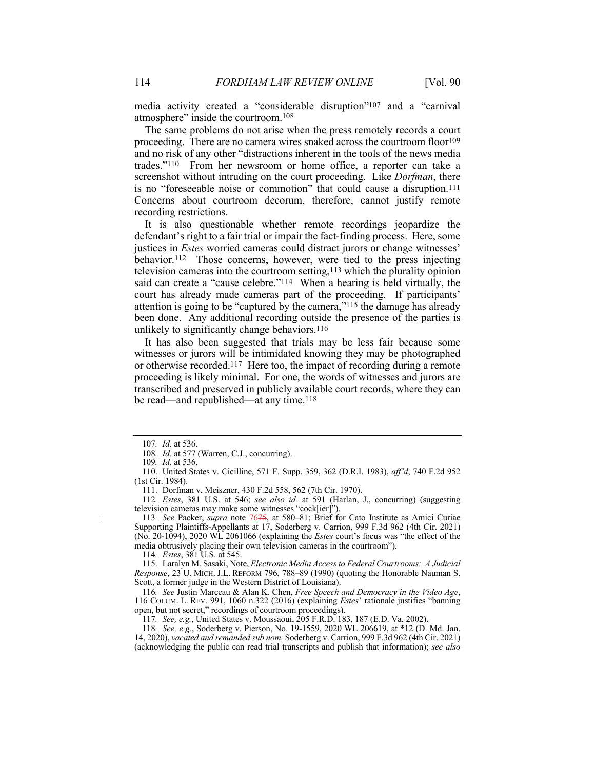media activity created a "considerable disruption"[107] and a "carnival atmosphere" inside the courtroom.[108]

The same problems do not arise when the press remotely records a court proceeding. There are no camera wires snaked across the courtroom floor[109] and no risk of any other "distractions inherent in the tools of the news media trades."[110] From her newsroom or home office, a reporter can take a screenshot without intruding on the court proceeding. Like *Dorfman*, there is no "foreseeable noise or commotion" that could cause a disruption.[111] Concerns about courtroom decorum, therefore, cannot justify remote recording restrictions.

It is also questionable whether remote recordings jeopardize the defendant's right to a fair trial or impair the fact-finding process. Here, some justices in *Estes* worried cameras could distract jurors or change witnesses' behavior.[112] Those concerns, however, were tied to the press injecting television cameras into the courtroom setting,[113] which the plurality opinion said can create a "cause celebre."[114] When a hearing is held virtually, the court has already made cameras part of the proceeding. If participants' attention is going to be "captured by the camera,"[115] the damage has already been done. Any additional recording outside the presence of the parties is unlikely to significantly change behaviors.[116]

It has also been suggested that trials may be less fair because some witnesses or jurors will be intimidated knowing they may be photographed or otherwise recorded.[117] Here too, the impact of recording during a remote proceeding is likely minimal. For one, the words of witnesses and jurors are transcribed and preserved in publicly available court records, where they can be read—and republished—at any time.[118]

---

107. *Id.* at 536.

108. *Id.* at 577 (Warren, C.J., concurring).

109. *Id.* at 536.

110. United States v. Cicilline, 571 F. Supp. 359, 362 (D.R.I. 1983), *aff'd*, 740 F.2d 952 (1st Cir. 1984).

111. Dorfman v. Meiszner, 430 F.2d 558, 562 (7th Cir. 1970).

112. *Estes*, 381 U.S. at 546; *see also id.* at 591 (Harlan, J., concurring) (suggesting television cameras may make some witnesses "cock[ier]").

113. *See* Packer, *supra* note 7675, at 580–81; Brief for Cato Institute as Amici Curiae Supporting Plaintiffs-Appellants at 17, Soderberg v. Carrion, 999 F.3d 962 (4th Cir. 2021) (No. 20-1094), 2020 WL 2061066 (explaining the *Estes* court's focus was "the effect of the media obtrusively placing their own television cameras in the courtroom").

114. *Estes*, 381 U.S. at 545.

115. Laralyn M. Sasaki, Note, *Electronic Media Access to Federal Courtrooms: A Judicial Response*, 23 U. MICH. J.L. REFORM 796, 788–89 (1990) (quoting the Honorable Nauman S. Scott, a former judge in the Western District of Louisiana).

116. *See* Justin Marceau & Alan K. Chen, *Free Speech and Democracy in the Video Age*, 116 COLUM. L. REV. 991, 1060 n.322 (2016) (explaining *Estes*' rationale justifies "banning open, but not secret," recordings of courtroom proceedings).

117. *See, e.g.*, United States v. Moussaoui, 205 F.R.D. 183, 187 (E.D. Va. 2002).

118. *See, e.g.*, Soderberg v. Pierson, No. 19-1559, 2020 WL 206619, at *12 (D. Md. Jan. 14, 2020), *vacated and remanded sub nom.* Soderberg v. Carrion, 999 F.3d 962 (4th Cir. 2021) (acknowledging the public can read trial transcripts and publish that information); *see also*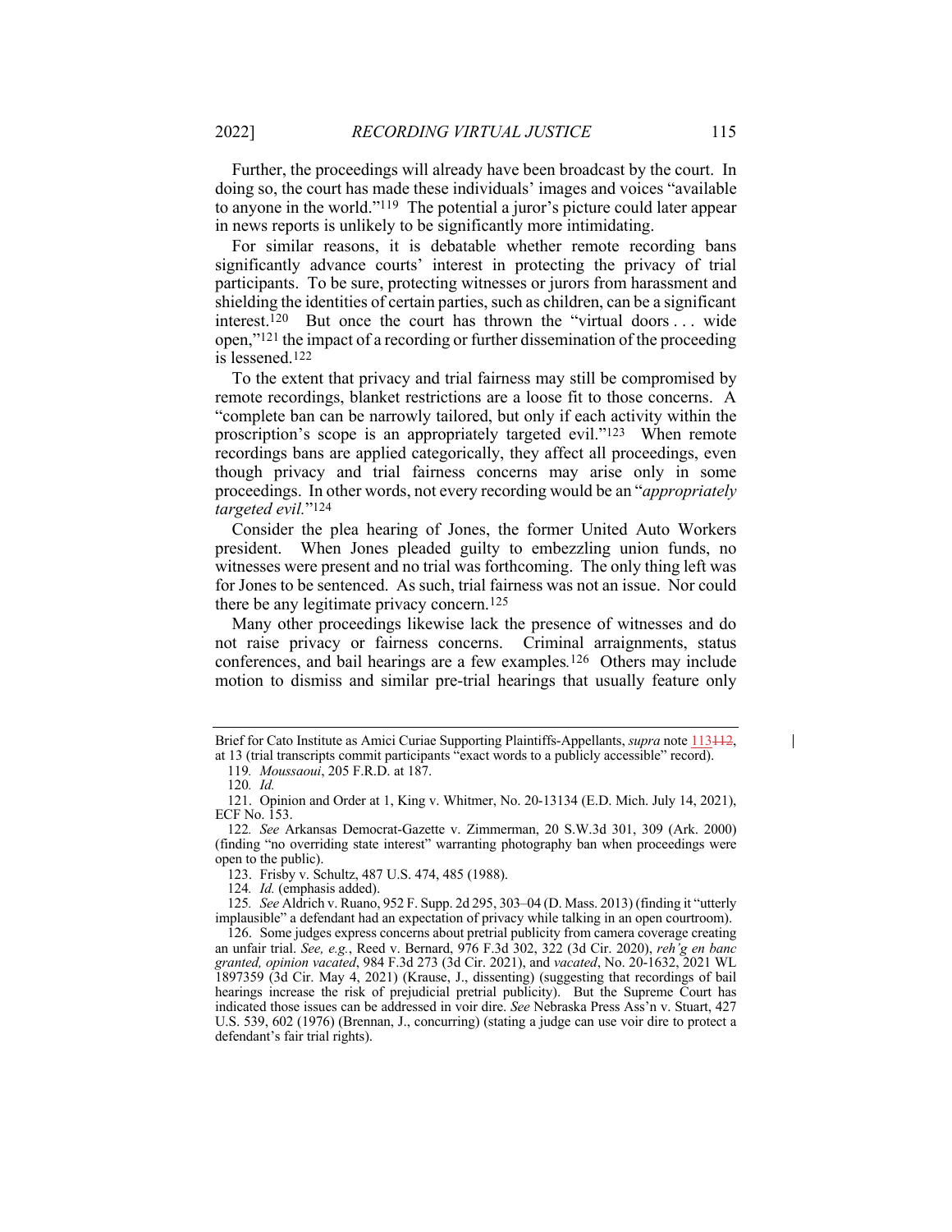Further, the proceedings will already have been broadcast by the court. In doing so, the court has made these individuals' images and voices "available to anyone in the world."[119] The potential a juror's picture could later appear in news reports is unlikely to be significantly more intimidating.

For similar reasons, it is debatable whether remote recording bans significantly advance courts' interest in protecting the privacy of trial participants. To be sure, protecting witnesses or jurors from harassment and shielding the identities of certain parties, such as children, can be a significant interest.[120] But once the court has thrown the "virtual doors . . . wide open,"[121] the impact of a recording or further dissemination of the proceeding is lessened.[122]

To the extent that privacy and trial fairness may still be compromised by remote recordings, blanket restrictions are a loose fit to those concerns. A "complete ban can be narrowly tailored, but only if each activity within the proscription's scope is an appropriately targeted evil."[123] When remote recordings bans are applied categorically, they affect all proceedings, even though privacy and trial fairness concerns may arise only in some proceedings. In other words, not every recording would be an "*appropriately targeted evil.*"[124]

Consider the plea hearing of Jones, the former United Auto Workers president. When Jones pleaded guilty to embezzling union funds, no witnesses were present and no trial was forthcoming. The only thing left was for Jones to be sentenced. As such, trial fairness was not an issue. Nor could there be any legitimate privacy concern.[125]

Many other proceedings likewise lack the presence of witnesses and do not raise privacy or fairness concerns. Criminal arraignments, status conferences, and bail hearings are a few examples.[126] Others may include motion to dismiss and similar pre-trial hearings that usually feature only

---

Brief for Cato Institute as Amici Curiae Supporting Plaintiffs-Appellants, *supra* note 113~~112~~, at 13 (trial transcripts commit participants "exact words to a publicly accessible" record).

119. *Moussaoui*, 205 F.R.D. at 187.

120. *Id.*

121. Opinion and Order at 1, King v. Whitmer, No. 20-13134 (E.D. Mich. July 14, 2021), ECF No. 153.

122. *See* Arkansas Democrat-Gazette v. Zimmerman, 20 S.W.3d 301, 309 (Ark. 2000) (finding "no overriding state interest" warranting photography ban when proceedings were open to the public).

123. Frisby v. Schultz, 487 U.S. 474, 485 (1988).

124. *Id.* (emphasis added).

125. *See* Aldrich v. Ruano, 952 F. Supp. 2d 295, 303–04 (D. Mass. 2013) (finding it "utterly implausible" a defendant had an expectation of privacy while talking in an open courtroom).

126. Some judges express concerns about pretrial publicity from camera coverage creating an unfair trial. *See, e.g.*, Reed v. Bernard, 976 F.3d 302, 322 (3d Cir. 2020), *reh'g en banc granted, opinion vacated*, 984 F.3d 273 (3d Cir. 2021), and *vacated*, No. 20-1632, 2021 WL 1897359 (3d Cir. May 4, 2021) (Krause, J., dissenting) (suggesting that recordings of bail hearings increase the risk of prejudicial pretrial publicity). But the Supreme Court has indicated those issues can be addressed in voir dire. *See* Nebraska Press Ass'n v. Stuart, 427 U.S. 539, 602 (1976) (Brennan, J., concurring) (stating a judge can use voir dire to protect a defendant's fair trial rights).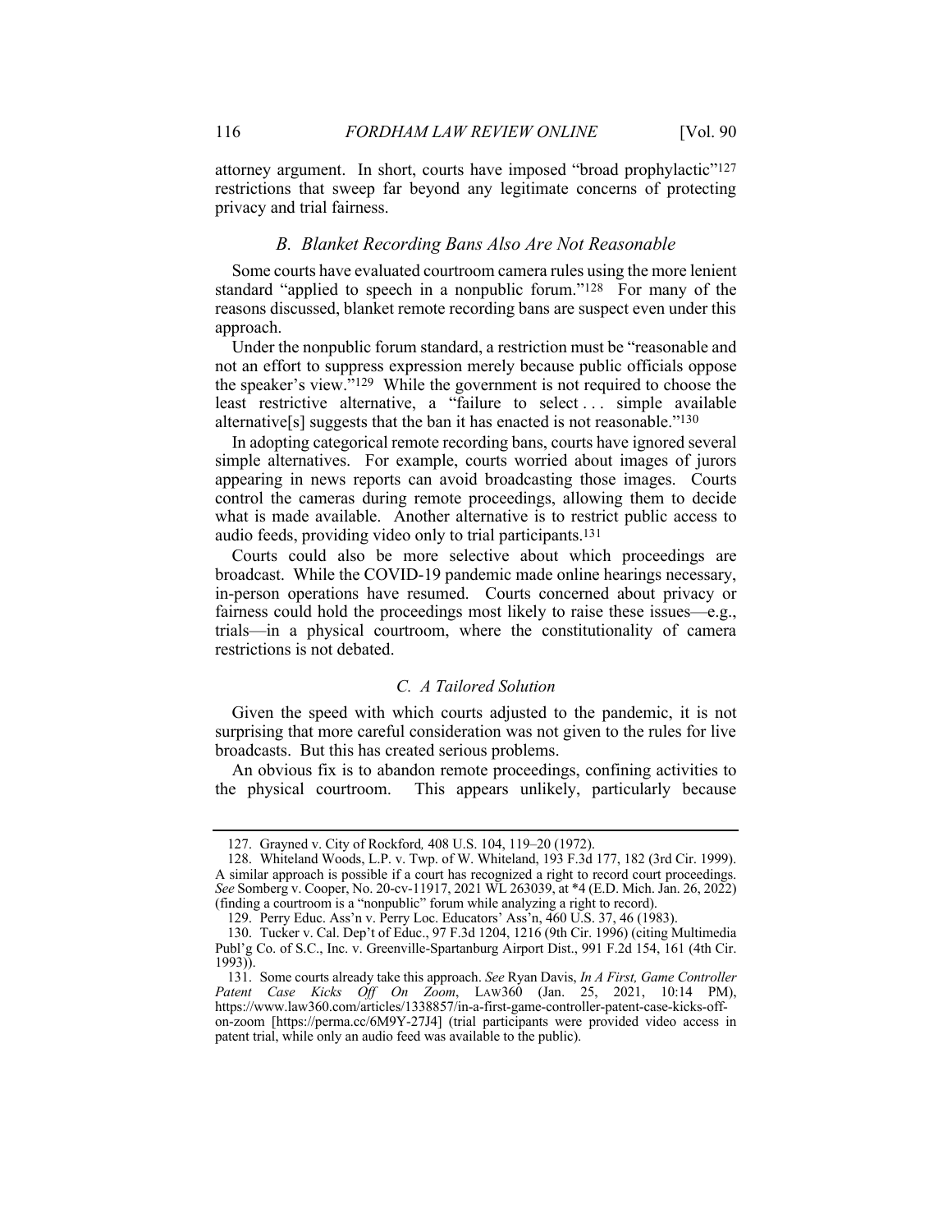attorney argument. In short, courts have imposed "broad prophylactic"[127] restrictions that sweep far beyond any legitimate concerns of protecting privacy and trial fairness.

### *B. Blanket Recording Bans Also Are Not Reasonable*

Some courts have evaluated courtroom camera rules using the more lenient standard "applied to speech in a nonpublic forum."[128] For many of the reasons discussed, blanket remote recording bans are suspect even under this approach.

Under the nonpublic forum standard, a restriction must be "reasonable and not an effort to suppress expression merely because public officials oppose the speaker's view."[129] While the government is not required to choose the least restrictive alternative, a "failure to select . . . simple available alternative[s] suggests that the ban it has enacted is not reasonable."[130]

In adopting categorical remote recording bans, courts have ignored several simple alternatives. For example, courts worried about images of jurors appearing in news reports can avoid broadcasting those images. Courts control the cameras during remote proceedings, allowing them to decide what is made available. Another alternative is to restrict public access to audio feeds, providing video only to trial participants.[131]

Courts could also be more selective about which proceedings are broadcast. While the COVID-19 pandemic made online hearings necessary, in-person operations have resumed. Courts concerned about privacy or fairness could hold the proceedings most likely to raise these issues—e.g., trials—in a physical courtroom, where the constitutionality of camera restrictions is not debated.

### *C. A Tailored Solution*

Given the speed with which courts adjusted to the pandemic, it is not surprising that more careful consideration was not given to the rules for live broadcasts. But this has created serious problems.

An obvious fix is to abandon remote proceedings, confining activities to the physical courtroom. This appears unlikely, particularly because

---

127. Grayned v. City of Rockford*,* 408 U.S. 104, 119–20 (1972).

128. Whiteland Woods, L.P. v. Twp. of W. Whiteland, 193 F.3d 177, 182 (3rd Cir. 1999). A similar approach is possible if a court has recognized a right to record court proceedings. *See* Somberg v. Cooper, No. 20-cv-11917, 2021 WL 263039, at *4 (E.D. Mich. Jan. 26, 2022) (finding a courtroom is a "nonpublic" forum while analyzing a right to record).

129. Perry Educ. Ass'n v. Perry Loc. Educators' Ass'n, 460 U.S. 37, 46 (1983).

130. Tucker v. Cal. Dep't of Educ., 97 F.3d 1204, 1216 (9th Cir. 1996) (citing Multimedia Publ'g Co. of S.C., Inc. v. Greenville-Spartanburg Airport Dist., 991 F.2d 154, 161 (4th Cir. 1993)).

131. Some courts already take this approach. *See* Ryan Davis, *In A First, Game Controller Patent Case Kicks Off On Zoom*, LAW360 (Jan. 25, 2021, 10:14 PM), https://www.law360.com/articles/1338857/in-a-first-game-controller-patent-case-kicks-off-on-zoom [https://perma.cc/6M9Y-27J4] (trial participants were provided video access in patent trial, while only an audio feed was available to the public).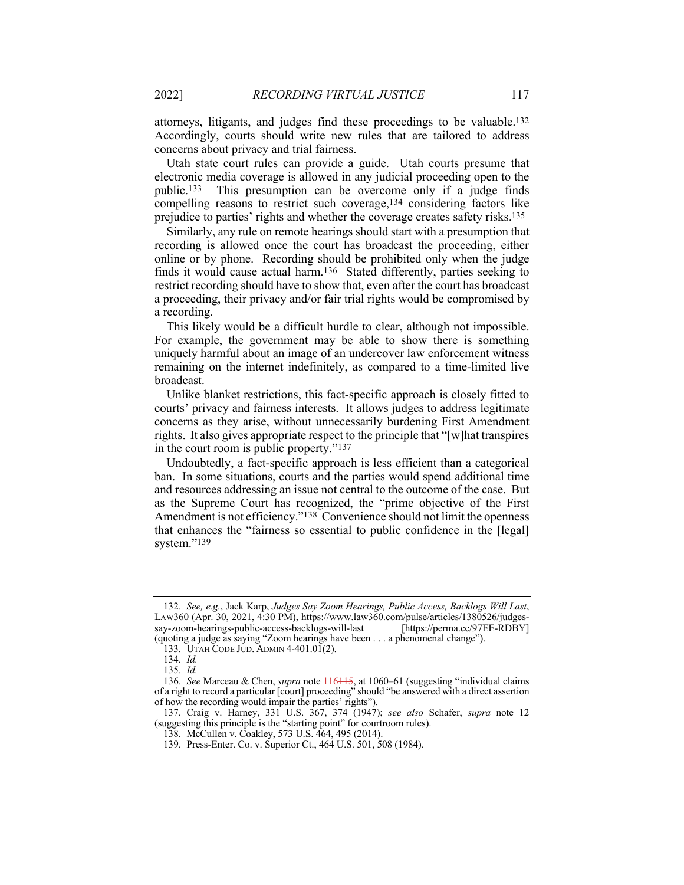attorneys, litigants, and judges find these proceedings to be valuable.[132] Accordingly, courts should write new rules that are tailored to address concerns about privacy and trial fairness.

Utah state court rules can provide a guide. Utah courts presume that electronic media coverage is allowed in any judicial proceeding open to the public.[133] This presumption can be overcome only if a judge finds compelling reasons to restrict such coverage,[134] considering factors like prejudice to parties' rights and whether the coverage creates safety risks.[135]

Similarly, any rule on remote hearings should start with a presumption that recording is allowed once the court has broadcast the proceeding, either online or by phone. Recording should be prohibited only when the judge finds it would cause actual harm.[136] Stated differently, parties seeking to restrict recording should have to show that, even after the court has broadcast a proceeding, their privacy and/or fair trial rights would be compromised by a recording.

This likely would be a difficult hurdle to clear, although not impossible. For example, the government may be able to show there is something uniquely harmful about an image of an undercover law enforcement witness remaining on the internet indefinitely, as compared to a time-limited live broadcast.

Unlike blanket restrictions, this fact-specific approach is closely fitted to courts' privacy and fairness interests. It allows judges to address legitimate concerns as they arise, without unnecessarily burdening First Amendment rights. It also gives appropriate respect to the principle that "[w]hat transpires in the court room is public property."[137]

Undoubtedly, a fact-specific approach is less efficient than a categorical ban. In some situations, courts and the parties would spend additional time and resources addressing an issue not central to the outcome of the case. But as the Supreme Court has recognized, the "prime objective of the First Amendment is not efficiency."[138] Convenience should not limit the openness that enhances the "fairness so essential to public confidence in the [legal] system."[139]

---

132. *See, e.g.*, Jack Karp, *Judges Say Zoom Hearings, Public Access, Backlogs Will Last*, LAW360 (Apr. 30, 2021, 4:30 PM), https://www.law360.com/pulse/articles/1380526/judges-say-zoom-hearings-public-access-backlogs-will-last [https://perma.cc/97EE-RDBY] (quoting a judge as saying "Zoom hearings have been . . . a phenomenal change").

133. UTAH CODE JUD. ADMIN 4-401.01(2).

134. *Id.*

135. *Id.*

136. *See* Marceau & Chen, *supra* note 116115, at 1060–61 (suggesting "individual claims of a right to record a particular [court] proceeding" should "be answered with a direct assertion of how the recording would impair the parties' rights").

137. Craig v. Harney, 331 U.S. 367, 374 (1947); *see also* Schafer, *supra* note 12 (suggesting this principle is the "starting point" for courtroom rules).

138. McCullen v. Coakley, 573 U.S. 464, 495 (2014).

139. Press-Enter. Co. v. Superior Ct., 464 U.S. 501, 508 (1984).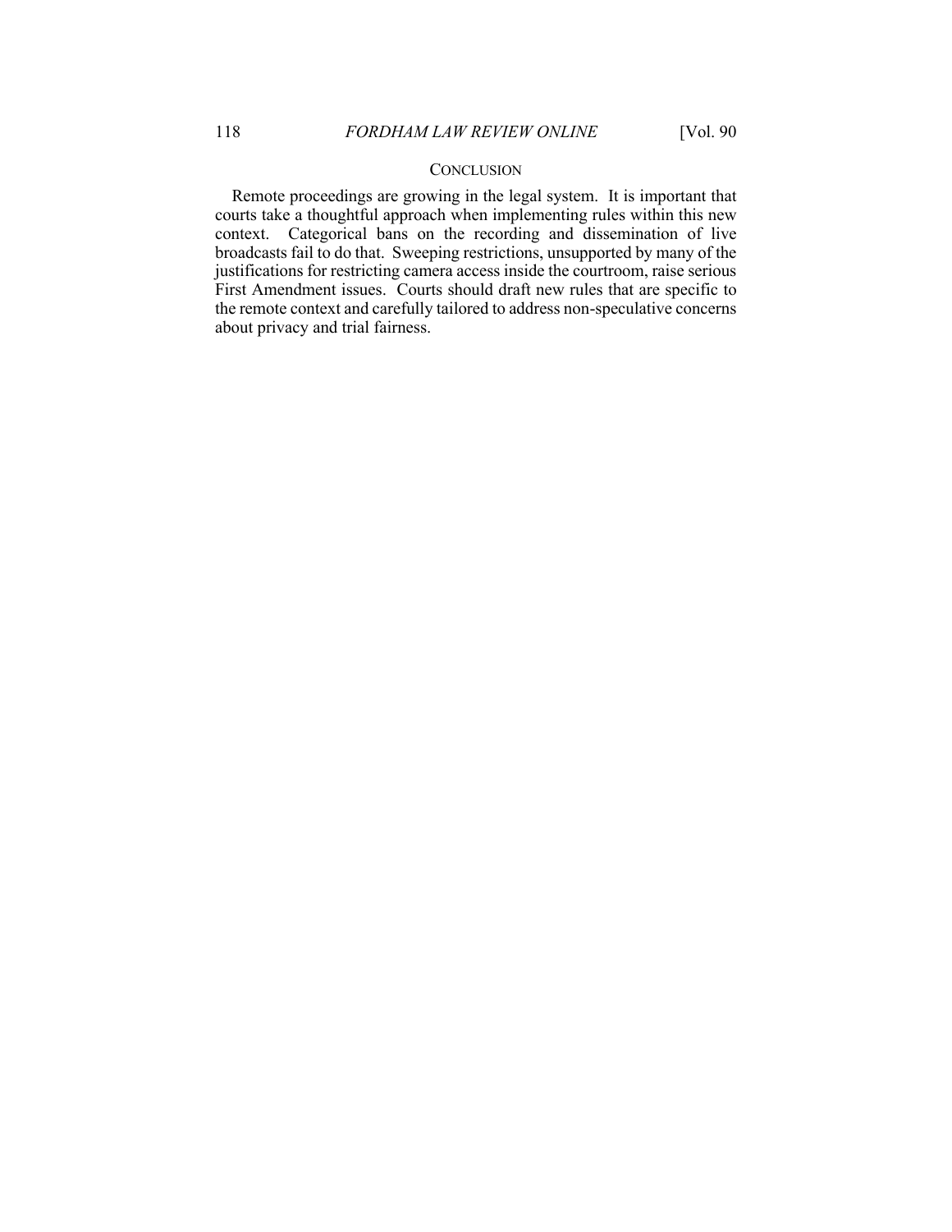## CONCLUSION

Remote proceedings are growing in the legal system. It is important that courts take a thoughtful approach when implementing rules within this new context. Categorical bans on the recording and dissemination of live broadcasts fail to do that. Sweeping restrictions, unsupported by many of the justifications for restricting camera access inside the courtroom, raise serious First Amendment issues. Courts should draft new rules that are specific to the remote context and carefully tailored to address non-speculative concerns about privacy and trial fairness.